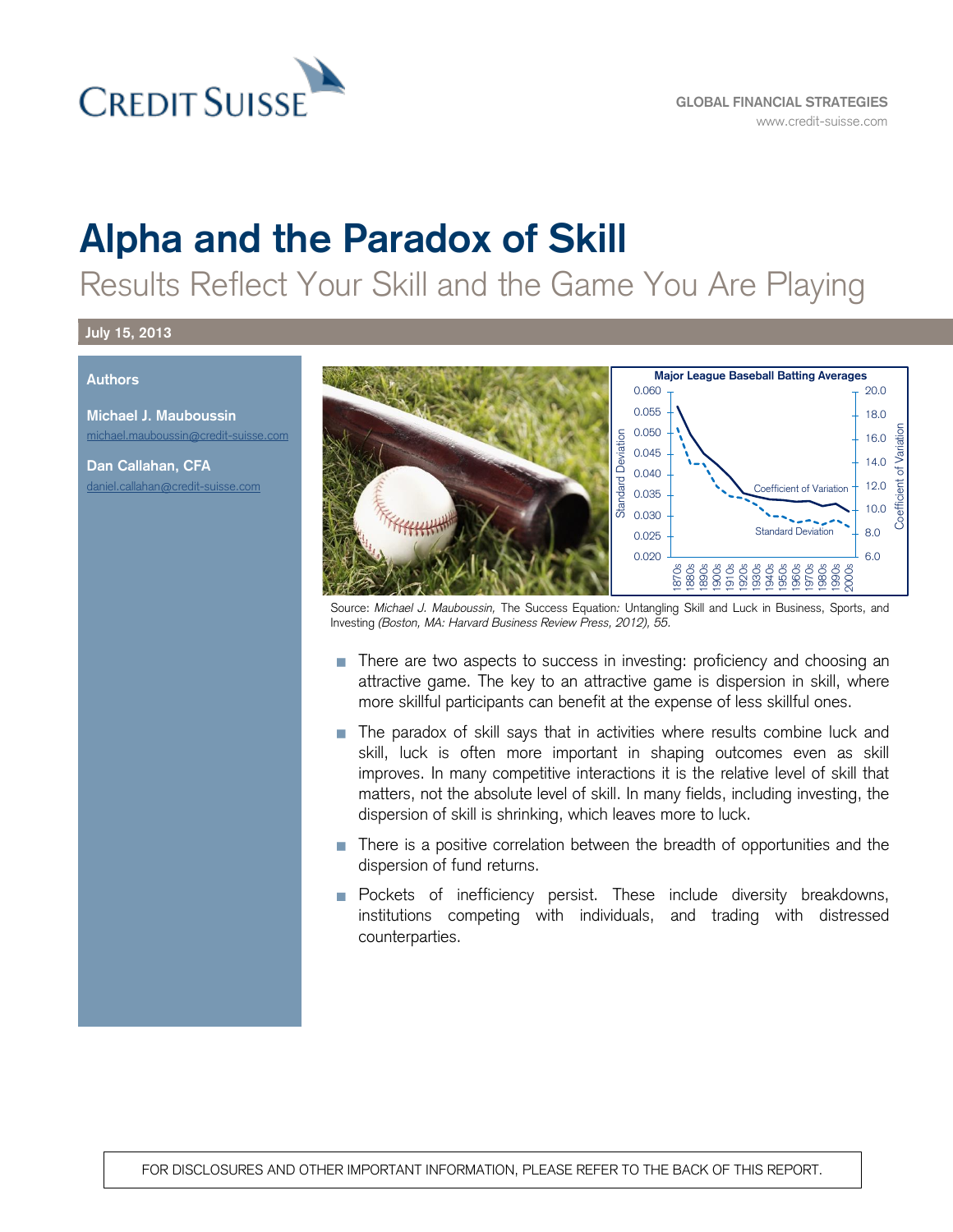CREDIT SUISSE

GLOBAL FINANCIAL STRATEGIES
www.credit-suisse.com

# Alpha and the Paradox of Skill

## Results Reflect Your Skill and the Game You Are Playing

**July 15, 2013**

**Authors**

**Michael J. Mauboussin**
michael.mauboussin@credit-suisse.com

**Dan Callahan, CFA**
daniel.callahan@credit-suisse.com

Major League Baseball Batting Averages

Source: *Michael J. Mauboussin,* The Success Equation*: Untangling Skill and Luck in Business, Sports, and Investing (Boston, MA: Harvard Business Review Press, 2012), 55.*

- There are two aspects to success in investing: proficiency and choosing an attractive game. The key to an attractive game is dispersion in skill, where more skillful participants can benefit at the expense of less skillful ones.
- The paradox of skill says that in activities where results combine luck and skill, luck is often more important in shaping outcomes even as skill improves. In many competitive interactions it is the relative level of skill that matters, not the absolute level of skill. In many fields, including investing, the dispersion of skill is shrinking, which leaves more to luck.
- There is a positive correlation between the breadth of opportunities and the dispersion of fund returns.
- Pockets of inefficiency persist. These include diversity breakdowns, institutions competing with individuals, and trading with distressed counterparties.

FOR DISCLOSURES AND OTHER IMPORTANT INFORMATION, PLEASE REFER TO THE BACK OF THIS REPORT.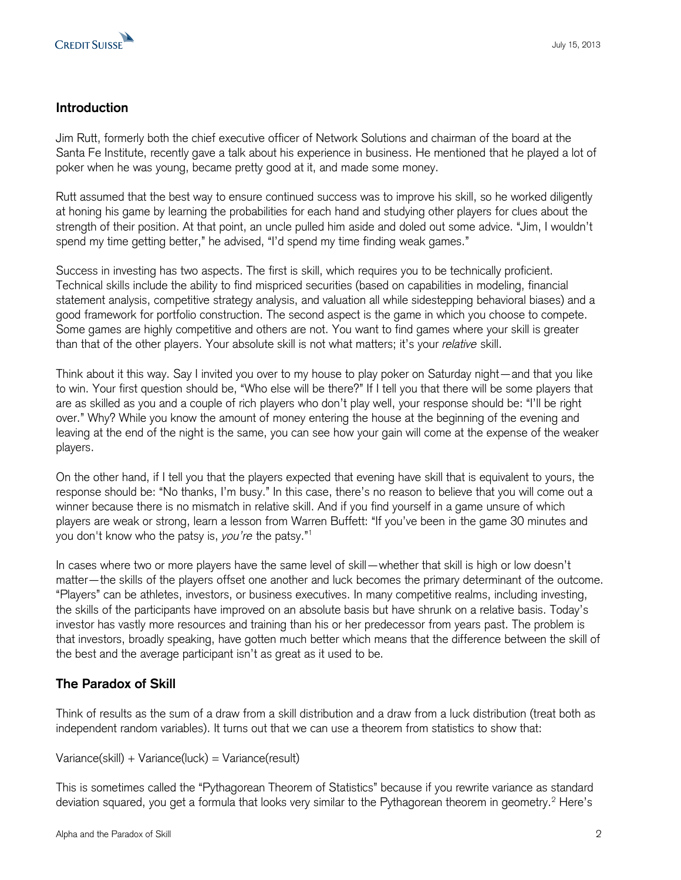## Introduction

Jim Rutt, formerly both the chief executive officer of Network Solutions and chairman of the board at the Santa Fe Institute, recently gave a talk about his experience in business. He mentioned that he played a lot of poker when he was young, became pretty good at it, and made some money.

Rutt assumed that the best way to ensure continued success was to improve his skill, so he worked diligently at honing his game by learning the probabilities for each hand and studying other players for clues about the strength of their position. At that point, an uncle pulled him aside and doled out some advice. "Jim, I wouldn't spend my time getting better," he advised, "I'd spend my time finding weak games."

Success in investing has two aspects. The first is skill, which requires you to be technically proficient. Technical skills include the ability to find mispriced securities (based on capabilities in modeling, financial statement analysis, competitive strategy analysis, and valuation all while sidestepping behavioral biases) and a good framework for portfolio construction. The second aspect is the game in which you choose to compete. Some games are highly competitive and others are not. You want to find games where your skill is greater than that of the other players. Your absolute skill is not what matters; it's your *relative* skill.

Think about it this way. Say I invited you over to my house to play poker on Saturday night—and that you like to win. Your first question should be, "Who else will be there?" If I tell you that there will be some players that are as skilled as you and a couple of rich players who don't play well, your response should be: "I'll be right over." Why? While you know the amount of money entering the house at the beginning of the evening and leaving at the end of the night is the same, you can see how your gain will come at the expense of the weaker players.

On the other hand, if I tell you that the players expected that evening have skill that is equivalent to yours, the response should be: "No thanks, I'm busy." In this case, there's no reason to believe that you will come out a winner because there is no mismatch in relative skill. And if you find yourself in a game unsure of which players are weak or strong, learn a lesson from Warren Buffett: "If you've been in the game 30 minutes and you don't know who the patsy is, *you're* the patsy."[1]

In cases where two or more players have the same level of skill—whether that skill is high or low doesn't matter—the skills of the players offset one another and luck becomes the primary determinant of the outcome. "Players" can be athletes, investors, or business executives. In many competitive realms, including investing, the skills of the participants have improved on an absolute basis but have shrunk on a relative basis. Today's investor has vastly more resources and training than his or her predecessor from years past. The problem is that investors, broadly speaking, have gotten much better which means that the difference between the skill of the best and the average participant isn't as great as it used to be.

## The Paradox of Skill

Think of results as the sum of a draw from a skill distribution and a draw from a luck distribution (treat both as independent random variables). It turns out that we can use a theorem from statistics to show that:

Variance(skill) + Variance(luck) = Variance(result)

This is sometimes called the "Pythagorean Theorem of Statistics" because if you rewrite variance as standard deviation squared, you get a formula that looks very similar to the Pythagorean theorem in geometry.[2] Here's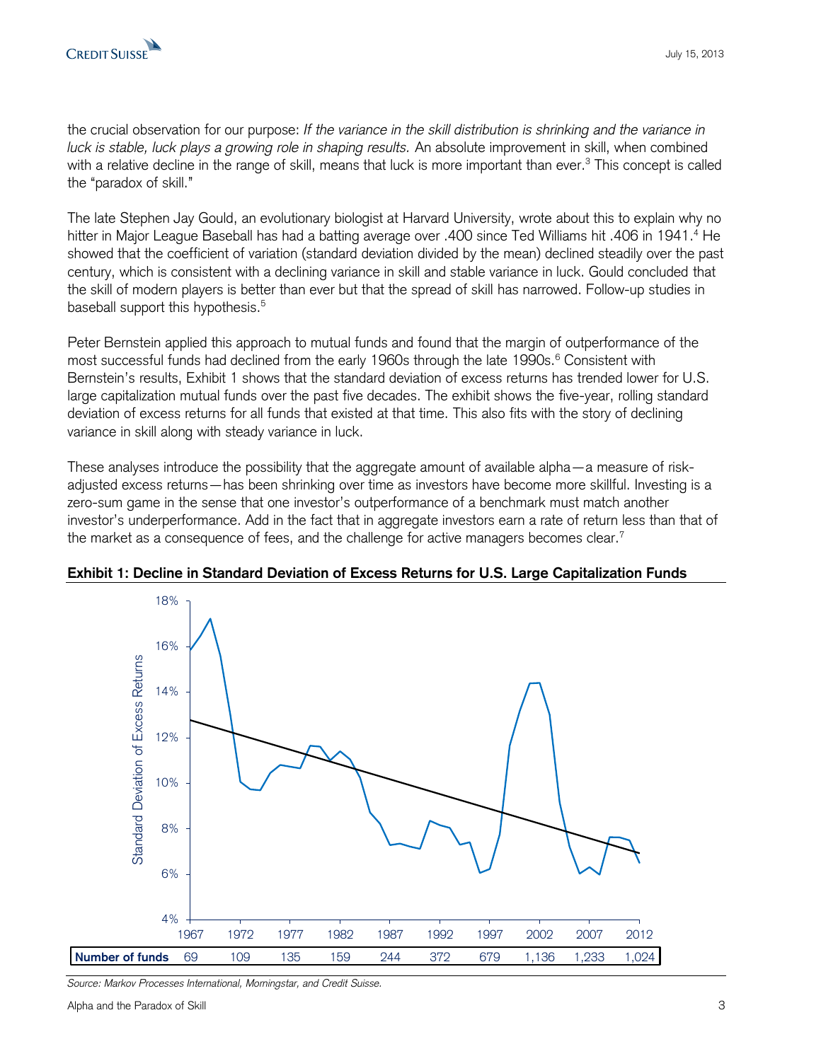the crucial observation for our purpose: *If the variance in the skill distribution is shrinking and the variance in luck is stable, luck plays a growing role in shaping results.* An absolute improvement in skill, when combined with a relative decline in the range of skill, means that luck is more important than ever.[3] This concept is called the "paradox of skill."

The late Stephen Jay Gould, an evolutionary biologist at Harvard University, wrote about this to explain why no hitter in Major League Baseball has had a batting average over .400 since Ted Williams hit .406 in 1941.[4] He showed that the coefficient of variation (standard deviation divided by the mean) declined steadily over the past century, which is consistent with a declining variance in skill and stable variance in luck. Gould concluded that the skill of modern players is better than ever but that the spread of skill has narrowed. Follow-up studies in baseball support this hypothesis.[5]

Peter Bernstein applied this approach to mutual funds and found that the margin of outperformance of the most successful funds had declined from the early 1960s through the late 1990s.[6] Consistent with Bernstein's results, Exhibit 1 shows that the standard deviation of excess returns has trended lower for U.S. large capitalization mutual funds over the past five decades. The exhibit shows the five-year, rolling standard deviation of excess returns for all funds that existed at that time. This also fits with the story of declining variance in skill along with steady variance in luck.

These analyses introduce the possibility that the aggregate amount of available alpha—a measure of risk-adjusted excess returns—has been shrinking over time as investors have become more skillful. Investing is a zero-sum game in the sense that one investor's outperformance of a benchmark must match another investor's underperformance. Add in the fact that in aggregate investors earn a rate of return less than that of the market as a consequence of fees, and the challenge for active managers becomes clear.[7]

**Exhibit 1: Decline in Standard Deviation of Excess Returns for U.S. Large Capitalization Funds**

| | 1967 | 1972 | 1977 | 1982 | 1987 | 1992 | 1997 | 2002 | 2007 | 2012 |
|---|---|---|---|---|---|---|---|---|---|---|
| **Number of funds** | 69 | 109 | 135 | 159 | 244 | 372 | 679 | 1,136 | 1,233 | 1,024 |

*Source: Markov Processes International, Morningstar, and Credit Suisse.*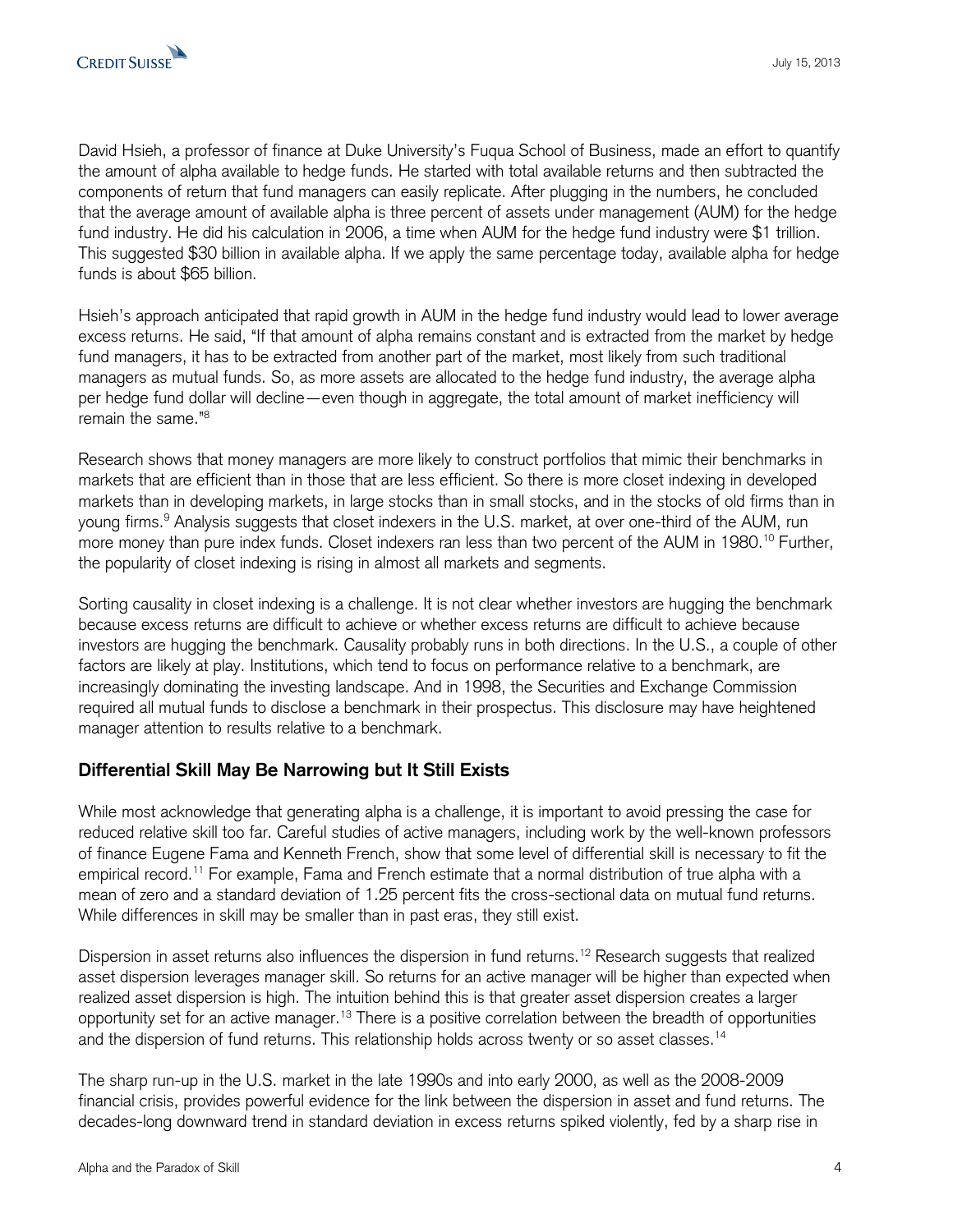David Hsieh, a professor of finance at Duke University's Fuqua School of Business, made an effort to quantify the amount of alpha available to hedge funds. He started with total available returns and then subtracted the components of return that fund managers can easily replicate. After plugging in the numbers, he concluded that the average amount of available alpha is three percent of assets under management (AUM) for the hedge fund industry. He did his calculation in 2006, a time when AUM for the hedge fund industry were $1 trillion. This suggested $30 billion in available alpha. If we apply the same percentage today, available alpha for hedge funds is about $65 billion.

Hsieh's approach anticipated that rapid growth in AUM in the hedge fund industry would lead to lower average excess returns. He said, "If that amount of alpha remains constant and is extracted from the market by hedge fund managers, it has to be extracted from another part of the market, most likely from such traditional managers as mutual funds. So, as more assets are allocated to the hedge fund industry, the average alpha per hedge fund dollar will decline—even though in aggregate, the total amount of market inefficiency will remain the same."[8]

Research shows that money managers are more likely to construct portfolios that mimic their benchmarks in markets that are efficient than in those that are less efficient. So there is more closet indexing in developed markets than in developing markets, in large stocks than in small stocks, and in the stocks of old firms than in young firms.[9] Analysis suggests that closet indexers in the U.S. market, at over one-third of the AUM, run more money than pure index funds. Closet indexers ran less than two percent of the AUM in 1980.[10] Further, the popularity of closet indexing is rising in almost all markets and segments.

Sorting causality in closet indexing is a challenge. It is not clear whether investors are hugging the benchmark because excess returns are difficult to achieve or whether excess returns are difficult to achieve because investors are hugging the benchmark. Causality probably runs in both directions. In the U.S., a couple of other factors are likely at play. Institutions, which tend to focus on performance relative to a benchmark, are increasingly dominating the investing landscape. And in 1998, the Securities and Exchange Commission required all mutual funds to disclose a benchmark in their prospectus. This disclosure may have heightened manager attention to results relative to a benchmark.

## Differential Skill May Be Narrowing but It Still Exists

While most acknowledge that generating alpha is a challenge, it is important to avoid pressing the case for reduced relative skill too far. Careful studies of active managers, including work by the well-known professors of finance Eugene Fama and Kenneth French, show that some level of differential skill is necessary to fit the empirical record.[11] For example, Fama and French estimate that a normal distribution of true alpha with a mean of zero and a standard deviation of 1.25 percent fits the cross-sectional data on mutual fund returns. While differences in skill may be smaller than in past eras, they still exist.

Dispersion in asset returns also influences the dispersion in fund returns.[12] Research suggests that realized asset dispersion leverages manager skill. So returns for an active manager will be higher than expected when realized asset dispersion is high. The intuition behind this is that greater asset dispersion creates a larger opportunity set for an active manager.[13] There is a positive correlation between the breadth of opportunities and the dispersion of fund returns. This relationship holds across twenty or so asset classes.[14]

The sharp run-up in the U.S. market in the late 1990s and into early 2000, as well as the 2008-2009 financial crisis, provides powerful evidence for the link between the dispersion in asset and fund returns. The decades-long downward trend in standard deviation in excess returns spiked violently, fed by a sharp rise in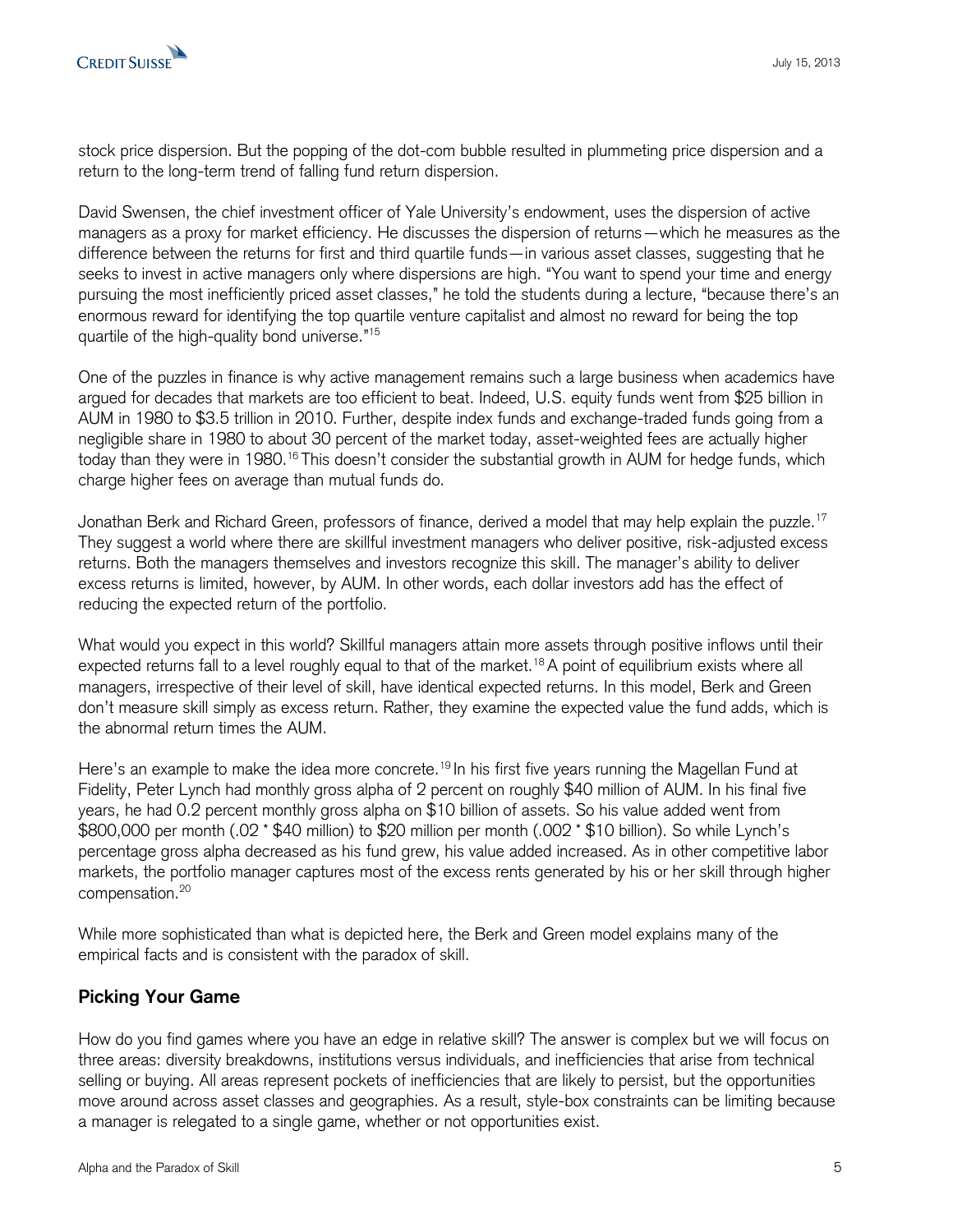stock price dispersion. But the popping of the dot-com bubble resulted in plummeting price dispersion and a return to the long-term trend of falling fund return dispersion.

David Swensen, the chief investment officer of Yale University's endowment, uses the dispersion of active managers as a proxy for market efficiency. He discusses the dispersion of returns—which he measures as the difference between the returns for first and third quartile funds—in various asset classes, suggesting that he seeks to invest in active managers only where dispersions are high. "You want to spend your time and energy pursuing the most inefficiently priced asset classes," he told the students during a lecture, "because there's an enormous reward for identifying the top quartile venture capitalist and almost no reward for being the top quartile of the high-quality bond universe."[15]

One of the puzzles in finance is why active management remains such a large business when academics have argued for decades that markets are too efficient to beat. Indeed, U.S. equity funds went from $25 billion in AUM in 1980 to $3.5 trillion in 2010. Further, despite index funds and exchange-traded funds going from a negligible share in 1980 to about 30 percent of the market today, asset-weighted fees are actually higher today than they were in 1980.[16] This doesn't consider the substantial growth in AUM for hedge funds, which charge higher fees on average than mutual funds do.

Jonathan Berk and Richard Green, professors of finance, derived a model that may help explain the puzzle.[17] They suggest a world where there are skillful investment managers who deliver positive, risk-adjusted excess returns. Both the managers themselves and investors recognize this skill. The manager's ability to deliver excess returns is limited, however, by AUM. In other words, each dollar investors add has the effect of reducing the expected return of the portfolio.

What would you expect in this world? Skillful managers attain more assets through positive inflows until their expected returns fall to a level roughly equal to that of the market.[18] A point of equilibrium exists where all managers, irrespective of their level of skill, have identical expected returns. In this model, Berk and Green don't measure skill simply as excess return. Rather, they examine the expected value the fund adds, which is the abnormal return times the AUM.

Here's an example to make the idea more concrete.[19] In his first five years running the Magellan Fund at Fidelity, Peter Lynch had monthly gross alpha of 2 percent on roughly $40 million of AUM. In his final five years, he had 0.2 percent monthly gross alpha on $10 billion of assets. So his value added went from $800,000 per month (.02 * $40 million) to $20 million per month (.002 * $10 billion). So while Lynch's percentage gross alpha decreased as his fund grew, his value added increased. As in other competitive labor markets, the portfolio manager captures most of the excess rents generated by his or her skill through higher compensation.[20]

While more sophisticated than what is depicted here, the Berk and Green model explains many of the empirical facts and is consistent with the paradox of skill.

## Picking Your Game

How do you find games where you have an edge in relative skill? The answer is complex but we will focus on three areas: diversity breakdowns, institutions versus individuals, and inefficiencies that arise from technical selling or buying. All areas represent pockets of inefficiencies that are likely to persist, but the opportunities move around across asset classes and geographies. As a result, style-box constraints can be limiting because a manager is relegated to a single game, whether or not opportunities exist.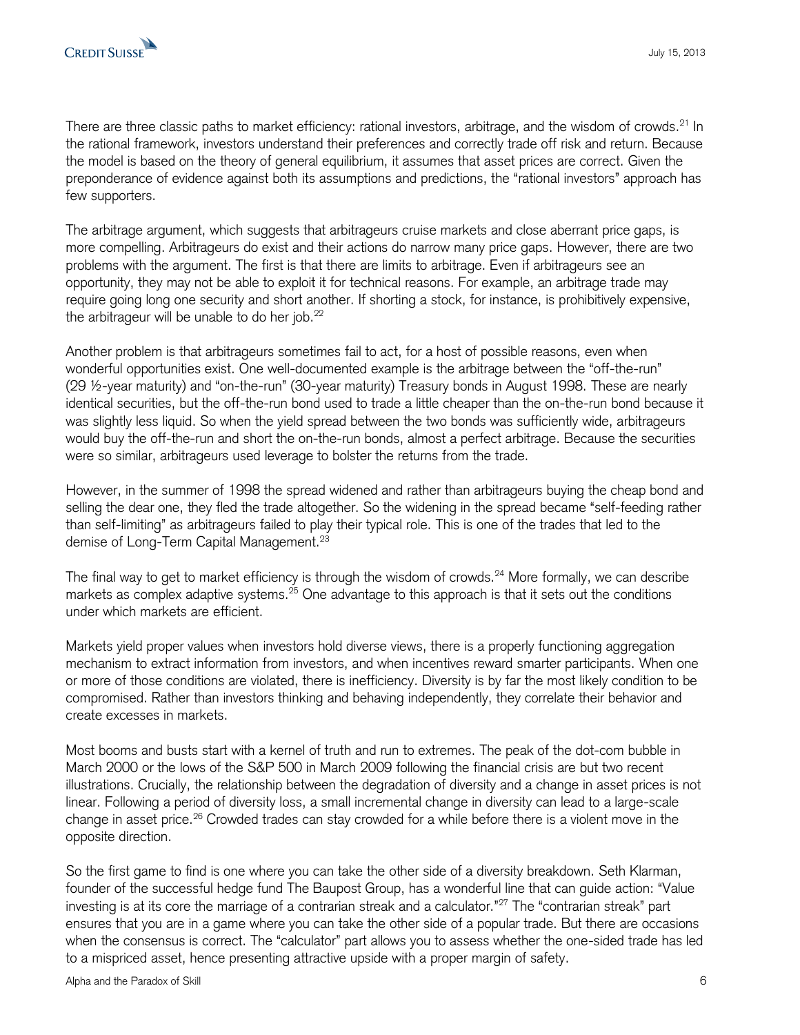There are three classic paths to market efficiency: rational investors, arbitrage, and the wisdom of crowds.[21] In the rational framework, investors understand their preferences and correctly trade off risk and return. Because the model is based on the theory of general equilibrium, it assumes that asset prices are correct. Given the preponderance of evidence against both its assumptions and predictions, the "rational investors" approach has few supporters.

The arbitrage argument, which suggests that arbitrageurs cruise markets and close aberrant price gaps, is more compelling. Arbitrageurs do exist and their actions do narrow many price gaps. However, there are two problems with the argument. The first is that there are limits to arbitrage. Even if arbitrageurs see an opportunity, they may not be able to exploit it for technical reasons. For example, an arbitrage trade may require going long one security and short another. If shorting a stock, for instance, is prohibitively expensive, the arbitrageur will be unable to do her job.[22]

Another problem is that arbitrageurs sometimes fail to act, for a host of possible reasons, even when wonderful opportunities exist. One well-documented example is the arbitrage between the "off-the-run" (29 ½-year maturity) and "on-the-run" (30-year maturity) Treasury bonds in August 1998. These are nearly identical securities, but the off-the-run bond used to trade a little cheaper than the on-the-run bond because it was slightly less liquid. So when the yield spread between the two bonds was sufficiently wide, arbitrageurs would buy the off-the-run and short the on-the-run bonds, almost a perfect arbitrage. Because the securities were so similar, arbitrageurs used leverage to bolster the returns from the trade.

However, in the summer of 1998 the spread widened and rather than arbitrageurs buying the cheap bond and selling the dear one, they fled the trade altogether. So the widening in the spread became "self-feeding rather than self-limiting" as arbitrageurs failed to play their typical role. This is one of the trades that led to the demise of Long-Term Capital Management.[23]

The final way to get to market efficiency is through the wisdom of crowds.[24] More formally, we can describe markets as complex adaptive systems.[25] One advantage to this approach is that it sets out the conditions under which markets are efficient.

Markets yield proper values when investors hold diverse views, there is a properly functioning aggregation mechanism to extract information from investors, and when incentives reward smarter participants. When one or more of those conditions are violated, there is inefficiency. Diversity is by far the most likely condition to be compromised. Rather than investors thinking and behaving independently, they correlate their behavior and create excesses in markets.

Most booms and busts start with a kernel of truth and run to extremes. The peak of the dot-com bubble in March 2000 or the lows of the S&P 500 in March 2009 following the financial crisis are but two recent illustrations. Crucially, the relationship between the degradation of diversity and a change in asset prices is not linear. Following a period of diversity loss, a small incremental change in diversity can lead to a large-scale change in asset price.[26] Crowded trades can stay crowded for a while before there is a violent move in the opposite direction.

So the first game to find is one where you can take the other side of a diversity breakdown. Seth Klarman, founder of the successful hedge fund The Baupost Group, has a wonderful line that can guide action: "Value investing is at its core the marriage of a contrarian streak and a calculator."[27] The "contrarian streak" part ensures that you are in a game where you can take the other side of a popular trade. But there are occasions when the consensus is correct. The "calculator" part allows you to assess whether the one-sided trade has led to a mispriced asset, hence presenting attractive upside with a proper margin of safety.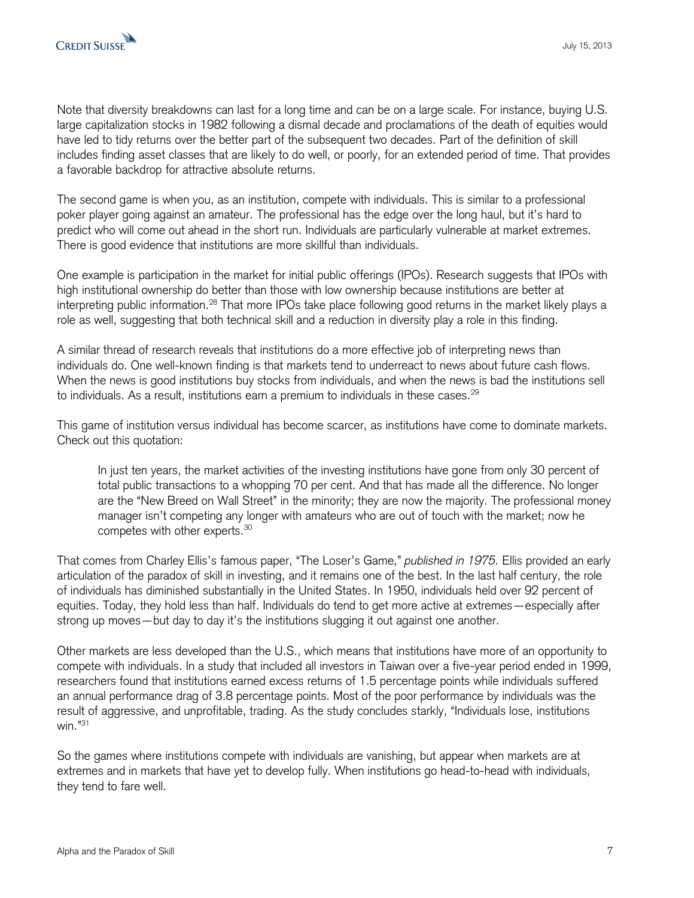Note that diversity breakdowns can last for a long time and can be on a large scale. For instance, buying U.S. large capitalization stocks in 1982 following a dismal decade and proclamations of the death of equities would have led to tidy returns over the better part of the subsequent two decades. Part of the definition of skill includes finding asset classes that are likely to do well, or poorly, for an extended period of time. That provides a favorable backdrop for attractive absolute returns.

The second game is when you, as an institution, compete with individuals. This is similar to a professional poker player going against an amateur. The professional has the edge over the long haul, but it's hard to predict who will come out ahead in the short run. Individuals are particularly vulnerable at market extremes. There is good evidence that institutions are more skillful than individuals.

One example is participation in the market for initial public offerings (IPOs). Research suggests that IPOs with high institutional ownership do better than those with low ownership because institutions are better at interpreting public information.[28] That more IPOs take place following good returns in the market likely plays a role as well, suggesting that both technical skill and a reduction in diversity play a role in this finding.

A similar thread of research reveals that institutions do a more effective job of interpreting news than individuals do. One well-known finding is that markets tend to underreact to news about future cash flows. When the news is good institutions buy stocks from individuals, and when the news is bad the institutions sell to individuals. As a result, institutions earn a premium to individuals in these cases.[29]

This game of institution versus individual has become scarcer, as institutions have come to dominate markets. Check out this quotation:

> In just ten years, the market activities of the investing institutions have gone from only 30 percent of total public transactions to a whopping 70 per cent. And that has made all the difference. No longer are the "New Breed on Wall Street" in the minority; they are now the majority. The professional money manager isn't competing any longer with amateurs who are out of touch with the market; now he competes with other experts.[30]

That comes from Charley Ellis's famous paper, "The Loser's Game," *published in 1975.* Ellis provided an early articulation of the paradox of skill in investing, and it remains one of the best. In the last half century, the role of individuals has diminished substantially in the United States. In 1950, individuals held over 92 percent of equities. Today, they hold less than half. Individuals do tend to get more active at extremes—especially after strong up moves—but day to day it's the institutions slugging it out against one another.

Other markets are less developed than the U.S., which means that institutions have more of an opportunity to compete with individuals. In a study that included all investors in Taiwan over a five-year period ended in 1999, researchers found that institutions earned excess returns of 1.5 percentage points while individuals suffered an annual performance drag of 3.8 percentage points. Most of the poor performance by individuals was the result of aggressive, and unprofitable, trading. As the study concludes starkly, "Individuals lose, institutions win."[31]

So the games where institutions compete with individuals are vanishing, but appear when markets are at extremes and in markets that have yet to develop fully. When institutions go head-to-head with individuals, they tend to fare well.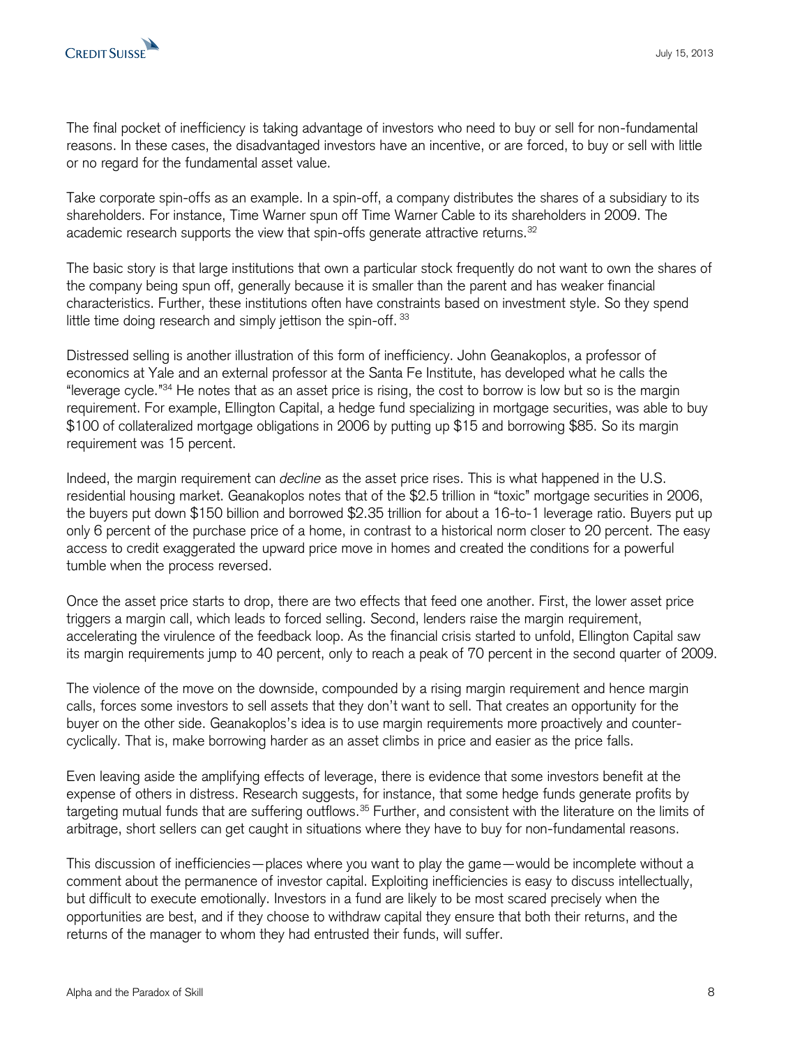The final pocket of inefficiency is taking advantage of investors who need to buy or sell for non-fundamental reasons. In these cases, the disadvantaged investors have an incentive, or are forced, to buy or sell with little or no regard for the fundamental asset value.

Take corporate spin-offs as an example. In a spin-off, a company distributes the shares of a subsidiary to its shareholders. For instance, Time Warner spun off Time Warner Cable to its shareholders in 2009. The academic research supports the view that spin-offs generate attractive returns.[32]

The basic story is that large institutions that own a particular stock frequently do not want to own the shares of the company being spun off, generally because it is smaller than the parent and has weaker financial characteristics. Further, these institutions often have constraints based on investment style. So they spend little time doing research and simply jettison the spin-off.[33]

Distressed selling is another illustration of this form of inefficiency. John Geanakoplos, a professor of economics at Yale and an external professor at the Santa Fe Institute, has developed what he calls the "leverage cycle."[34] He notes that as an asset price is rising, the cost to borrow is low but so is the margin requirement. For example, Ellington Capital, a hedge fund specializing in mortgage securities, was able to buy $100 of collateralized mortgage obligations in 2006 by putting up $15 and borrowing $85. So its margin requirement was 15 percent.

Indeed, the margin requirement can *decline* as the asset price rises. This is what happened in the U.S. residential housing market. Geanakoplos notes that of the $2.5 trillion in "toxic" mortgage securities in 2006, the buyers put down $150 billion and borrowed $2.35 trillion for about a 16-to-1 leverage ratio. Buyers put up only 6 percent of the purchase price of a home, in contrast to a historical norm closer to 20 percent. The easy access to credit exaggerated the upward price move in homes and created the conditions for a powerful tumble when the process reversed.

Once the asset price starts to drop, there are two effects that feed one another. First, the lower asset price triggers a margin call, which leads to forced selling. Second, lenders raise the margin requirement, accelerating the virulence of the feedback loop. As the financial crisis started to unfold, Ellington Capital saw its margin requirements jump to 40 percent, only to reach a peak of 70 percent in the second quarter of 2009.

The violence of the move on the downside, compounded by a rising margin requirement and hence margin calls, forces some investors to sell assets that they don't want to sell. That creates an opportunity for the buyer on the other side. Geanakoplos's idea is to use margin requirements more proactively and counter-cyclically. That is, make borrowing harder as an asset climbs in price and easier as the price falls.

Even leaving aside the amplifying effects of leverage, there is evidence that some investors benefit at the expense of others in distress. Research suggests, for instance, that some hedge funds generate profits by targeting mutual funds that are suffering outflows.[35] Further, and consistent with the literature on the limits of arbitrage, short sellers can get caught in situations where they have to buy for non-fundamental reasons.

This discussion of inefficiencies—places where you want to play the game—would be incomplete without a comment about the permanence of investor capital. Exploiting inefficiencies is easy to discuss intellectually, but difficult to execute emotionally. Investors in a fund are likely to be most scared precisely when the opportunities are best, and if they choose to withdraw capital they ensure that both their returns, and the returns of the manager to whom they had entrusted their funds, will suffer.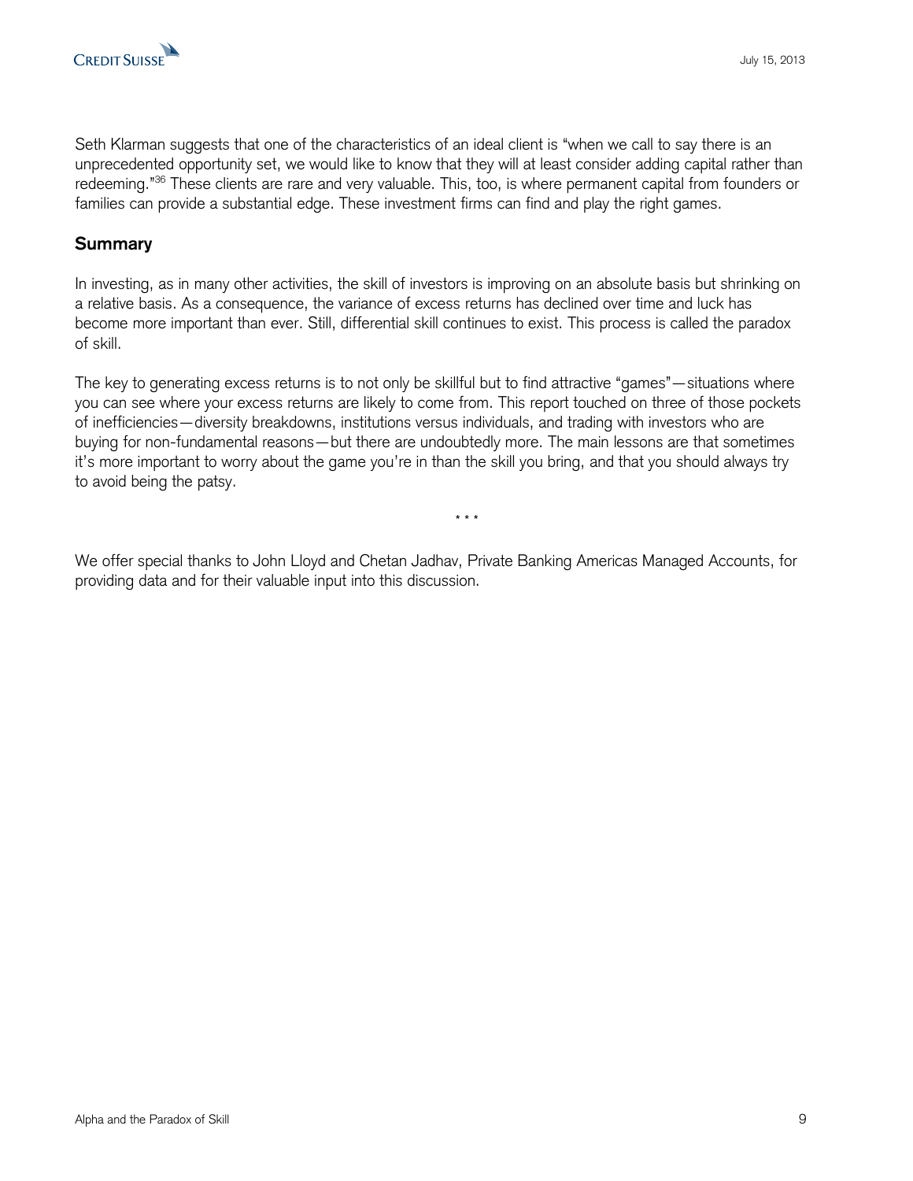Seth Klarman suggests that one of the characteristics of an ideal client is "when we call to say there is an unprecedented opportunity set, we would like to know that they will at least consider adding capital rather than redeeming."[36] These clients are rare and very valuable. This, too, is where permanent capital from founders or families can provide a substantial edge. These investment firms can find and play the right games.

## Summary

In investing, as in many other activities, the skill of investors is improving on an absolute basis but shrinking on a relative basis. As a consequence, the variance of excess returns has declined over time and luck has become more important than ever. Still, differential skill continues to exist. This process is called the paradox of skill.

The key to generating excess returns is to not only be skillful but to find attractive "games"—situations where you can see where your excess returns are likely to come from. This report touched on three of those pockets of inefficiencies—diversity breakdowns, institutions versus individuals, and trading with investors who are buying for non-fundamental reasons—but there are undoubtedly more. The main lessons are that sometimes it's more important to worry about the game you're in than the skill you bring, and that you should always try to avoid being the patsy.

\* \* \*

We offer special thanks to John Lloyd and Chetan Jadhav, Private Banking Americas Managed Accounts, for providing data and for their valuable input into this discussion.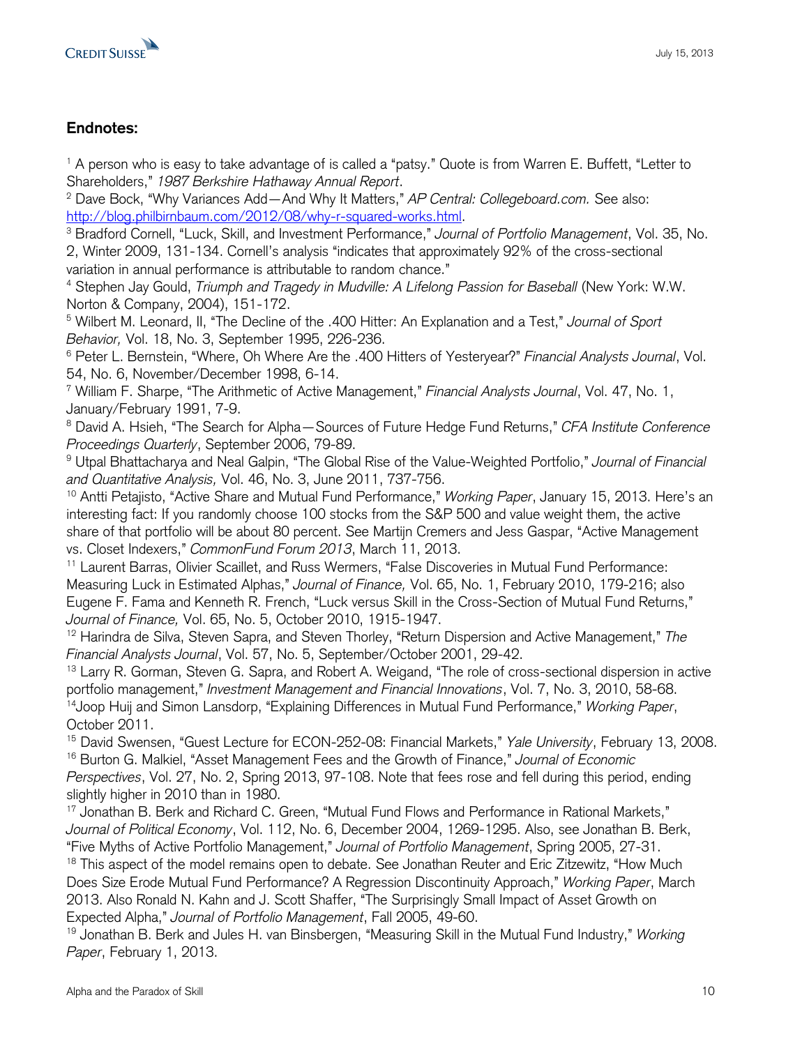## Endnotes:

[1] A person who is easy to take advantage of is called a "patsy." Quote is from Warren E. Buffett, "Letter to Shareholders," *1987 Berkshire Hathaway Annual Report*.
[2] Dave Bock, "Why Variances Add—And Why It Matters," *AP Central: Collegeboard.com.* See also: http://blog.philbirnbaum.com/2012/08/why-r-squared-works.html.
[3] Bradford Cornell, "Luck, Skill, and Investment Performance," *Journal of Portfolio Management*, Vol. 35, No. 2, Winter 2009, 131-134. Cornell's analysis "indicates that approximately 92% of the cross-sectional variation in annual performance is attributable to random chance."
[4] Stephen Jay Gould, *Triumph and Tragedy in Mudville: A Lifelong Passion for Baseball* (New York: W.W. Norton & Company, 2004), 151-172.
[5] Wilbert M. Leonard, II, "The Decline of the .400 Hitter: An Explanation and a Test," *Journal of Sport Behavior,* Vol. 18, No. 3, September 1995, 226-236.
[6] Peter L. Bernstein, "Where, Oh Where Are the .400 Hitters of Yesteryear?" *Financial Analysts Journal*, Vol. 54, No. 6, November/December 1998, 6-14.
[7] William F. Sharpe, "The Arithmetic of Active Management," *Financial Analysts Journal*, Vol. 47, No. 1, January/February 1991, 7-9.
[8] David A. Hsieh, "The Search for Alpha—Sources of Future Hedge Fund Returns," *CFA Institute Conference Proceedings Quarterly*, September 2006, 79-89.
[9] Utpal Bhattacharya and Neal Galpin, "The Global Rise of the Value-Weighted Portfolio," *Journal of Financial and Quantitative Analysis,* Vol. 46, No. 3, June 2011, 737-756.
[10] Antti Petajisto, "Active Share and Mutual Fund Performance," *Working Paper*, January 15, 2013. Here's an interesting fact: If you randomly choose 100 stocks from the S&P 500 and value weight them, the active share of that portfolio will be about 80 percent. See Martijn Cremers and Jess Gaspar, "Active Management vs. Closet Indexers," *CommonFund Forum 2013*, March 11, 2013.
[11] Laurent Barras, Olivier Scaillet, and Russ Wermers, "False Discoveries in Mutual Fund Performance: Measuring Luck in Estimated Alphas," *Journal of Finance,* Vol. 65, No. 1, February 2010, 179-216; also Eugene F. Fama and Kenneth R. French, "Luck versus Skill in the Cross-Section of Mutual Fund Returns," *Journal of Finance,* Vol. 65, No. 5, October 2010, 1915-1947.
[12] Harindra de Silva, Steven Sapra, and Steven Thorley, "Return Dispersion and Active Management," *The Financial Analysts Journal*, Vol. 57, No. 5, September/October 2001, 29-42.
[13] Larry R. Gorman, Steven G. Sapra, and Robert A. Weigand, "The role of cross-sectional dispersion in active portfolio management," *Investment Management and Financial Innovations*, Vol. 7, No. 3, 2010, 58-68.
[14] Joop Huij and Simon Lansdorp, "Explaining Differences in Mutual Fund Performance," *Working Paper*, October 2011.
[15] David Swensen, "Guest Lecture for ECON-252-08: Financial Markets," *Yale University*, February 13, 2008.
[16] Burton G. Malkiel, "Asset Management Fees and the Growth of Finance," *Journal of Economic Perspectives*, Vol. 27, No. 2, Spring 2013, 97-108. Note that fees rose and fell during this period, ending slightly higher in 2010 than in 1980.
[17] Jonathan B. Berk and Richard C. Green, "Mutual Fund Flows and Performance in Rational Markets," *Journal of Political Economy*, Vol. 112, No. 6, December 2004, 1269-1295. Also, see Jonathan B. Berk, "Five Myths of Active Portfolio Management," *Journal of Portfolio Management*, Spring 2005, 27-31.
[18] This aspect of the model remains open to debate. See Jonathan Reuter and Eric Zitzewitz, "How Much Does Size Erode Mutual Fund Performance? A Regression Discontinuity Approach," *Working Paper*, March 2013. Also Ronald N. Kahn and J. Scott Shaffer, "The Surprisingly Small Impact of Asset Growth on Expected Alpha," *Journal of Portfolio Management*, Fall 2005, 49-60.
[19] Jonathan B. Berk and Jules H. van Binsbergen, "Measuring Skill in the Mutual Fund Industry," *Working Paper*, February 1, 2013.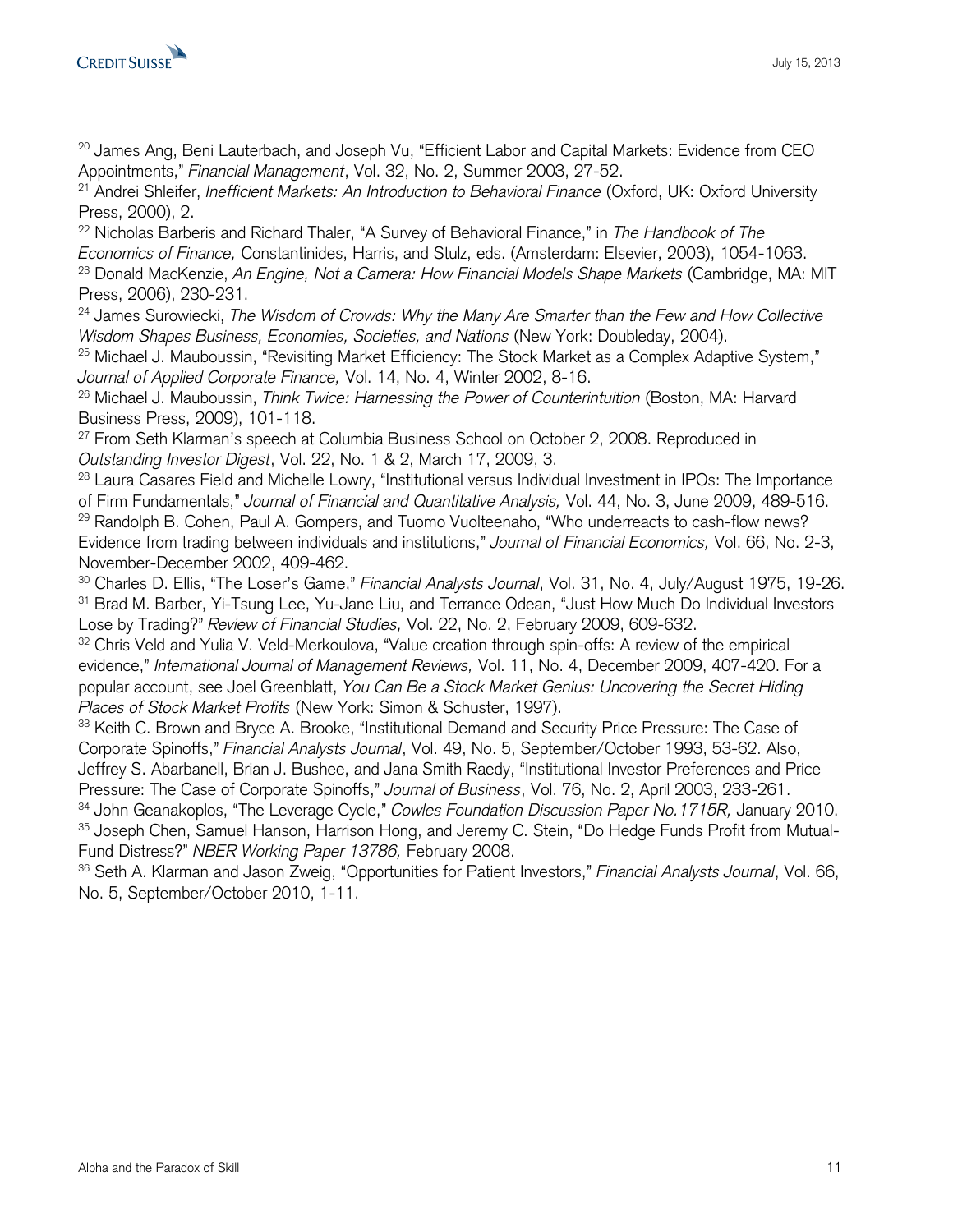[20] James Ang, Beni Lauterbach, and Joseph Vu, "Efficient Labor and Capital Markets: Evidence from CEO Appointments," *Financial Management*, Vol. 32, No. 2, Summer 2003, 27-52.

[21] Andrei Shleifer, *Inefficient Markets: An Introduction to Behavioral Finance* (Oxford, UK: Oxford University Press, 2000), 2.

[22] Nicholas Barberis and Richard Thaler, "A Survey of Behavioral Finance," in *The Handbook of The Economics of Finance,* Constantinides, Harris, and Stulz, eds. (Amsterdam: Elsevier, 2003), 1054-1063.

[23] Donald MacKenzie, *An Engine, Not a Camera: How Financial Models Shape Markets* (Cambridge, MA: MIT Press, 2006), 230-231.

[24] James Surowiecki, *The Wisdom of Crowds: Why the Many Are Smarter than the Few and How Collective Wisdom Shapes Business, Economies, Societies, and Nations* (New York: Doubleday, 2004).

[25] Michael J. Mauboussin, "Revisiting Market Efficiency: The Stock Market as a Complex Adaptive System," *Journal of Applied Corporate Finance,* Vol. 14, No. 4, Winter 2002, 8-16.

[26] Michael J. Mauboussin, *Think Twice: Harnessing the Power of Counterintuition* (Boston, MA: Harvard Business Press, 2009), 101-118.

[27] From Seth Klarman's speech at Columbia Business School on October 2, 2008. Reproduced in *Outstanding Investor Digest*, Vol. 22, No. 1 & 2, March 17, 2009, 3.

[28] Laura Casares Field and Michelle Lowry, "Institutional versus Individual Investment in IPOs: The Importance of Firm Fundamentals," *Journal of Financial and Quantitative Analysis,* Vol. 44, No. 3, June 2009, 489-516.

[29] Randolph B. Cohen, Paul A. Gompers, and Tuomo Vuolteenaho, "Who underreacts to cash-flow news? Evidence from trading between individuals and institutions," *Journal of Financial Economics,* Vol. 66, No. 2-3, November-December 2002, 409-462.

[30] Charles D. Ellis, "The Loser's Game," *Financial Analysts Journal*, Vol. 31, No. 4, July/August 1975, 19-26.

[31] Brad M. Barber, Yi-Tsung Lee, Yu-Jane Liu, and Terrance Odean, "Just How Much Do Individual Investors Lose by Trading?" *Review of Financial Studies,* Vol. 22, No. 2, February 2009, 609-632.

[32] Chris Veld and Yulia V. Veld-Merkoulova, "Value creation through spin-offs: A review of the empirical evidence," *International Journal of Management Reviews,* Vol. 11, No. 4, December 2009, 407-420. For a popular account, see Joel Greenblatt, *You Can Be a Stock Market Genius: Uncovering the Secret Hiding Places of Stock Market Profits* (New York: Simon & Schuster, 1997).

[33] Keith C. Brown and Bryce A. Brooke, "Institutional Demand and Security Price Pressure: The Case of Corporate Spinoffs," *Financial Analysts Journal*, Vol. 49, No. 5, September/October 1993, 53-62. Also, Jeffrey S. Abarbanell, Brian J. Bushee, and Jana Smith Raedy, "Institutional Investor Preferences and Price Pressure: The Case of Corporate Spinoffs," *Journal of Business*, Vol. 76, No. 2, April 2003, 233-261.

[34] John Geanakoplos, "The Leverage Cycle," *Cowles Foundation Discussion Paper No.1715R,* January 2010.

[35] Joseph Chen, Samuel Hanson, Harrison Hong, and Jeremy C. Stein, "Do Hedge Funds Profit from Mutual-Fund Distress?" *NBER Working Paper 13786,* February 2008.

[36] Seth A. Klarman and Jason Zweig, "Opportunities for Patient Investors," *Financial Analysts Journal*, Vol. 66, No. 5, September/October 2010, 1-11.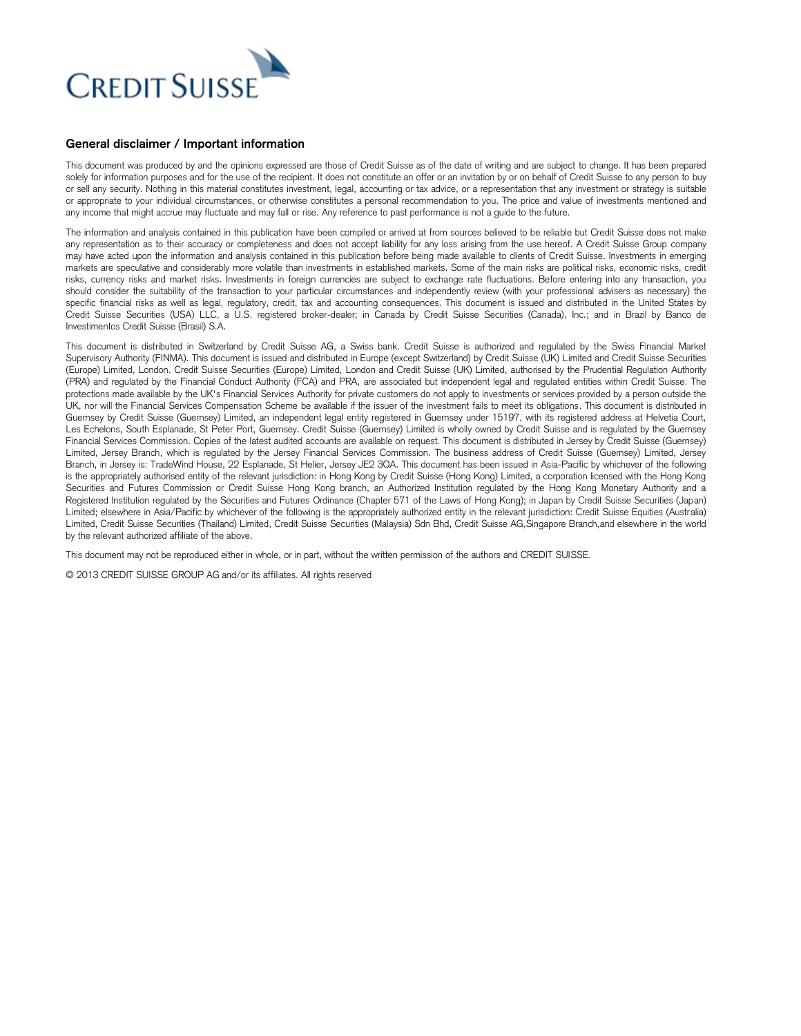CREDIT SUISSE

## General disclaimer / Important information

This document was produced by and the opinions expressed are those of Credit Suisse as of the date of writing and are subject to change. It has been prepared solely for information purposes and for the use of the recipient. It does not constitute an offer or an invitation by or on behalf of Credit Suisse to any person to buy or sell any security. Nothing in this material constitutes investment, legal, accounting or tax advice, or a representation that any investment or strategy is suitable or appropriate to your individual circumstances, or otherwise constitutes a personal recommendation to you. The price and value of investments mentioned and any income that might accrue may fluctuate and may fall or rise. Any reference to past performance is not a guide to the future.

The information and analysis contained in this publication have been compiled or arrived at from sources believed to be reliable but Credit Suisse does not make any representation as to their accuracy or completeness and does not accept liability for any loss arising from the use hereof. A Credit Suisse Group company may have acted upon the information and analysis contained in this publication before being made available to clients of Credit Suisse. Investments in emerging markets are speculative and considerably more volatile than investments in established markets. Some of the main risks are political risks, economic risks, credit risks, currency risks and market risks. Investments in foreign currencies are subject to exchange rate fluctuations. Before entering into any transaction, you should consider the suitability of the transaction to your particular circumstances and independently review (with your professional advisers as necessary) the specific financial risks as well as legal, regulatory, credit, tax and accounting consequences. This document is issued and distributed in the United States by Credit Suisse Securities (USA) LLC, a U.S. registered broker-dealer; in Canada by Credit Suisse Securities (Canada), Inc.; and in Brazil by Banco de Investimentos Credit Suisse (Brasil) S.A.

This document is distributed in Switzerland by Credit Suisse AG, a Swiss bank. Credit Suisse is authorized and regulated by the Swiss Financial Market Supervisory Authority (FINMA). This document is issued and distributed in Europe (except Switzerland) by Credit Suisse (UK) Limited and Credit Suisse Securities (Europe) Limited, London. Credit Suisse Securities (Europe) Limited, London and Credit Suisse (UK) Limited, authorised by the Prudential Regulation Authority (PRA) and regulated by the Financial Conduct Authority (FCA) and PRA, are associated but independent legal and regulated entities within Credit Suisse. The protections made available by the UK's Financial Services Authority for private customers do not apply to investments or services provided by a person outside the UK, nor will the Financial Services Compensation Scheme be available if the issuer of the investment fails to meet its obligations. This document is distributed in Guernsey by Credit Suisse (Guernsey) Limited, an independent legal entity registered in Guernsey under 15197, with its registered address at Helvetia Court, Les Echelons, South Esplanade, St Peter Port, Guernsey. Credit Suisse (Guernsey) Limited is wholly owned by Credit Suisse and is regulated by the Guernsey Financial Services Commission. Copies of the latest audited accounts are available on request. This document is distributed in Jersey by Credit Suisse (Guernsey) Limited, Jersey Branch, which is regulated by the Jersey Financial Services Commission. The business address of Credit Suisse (Guernsey) Limited, Jersey Branch, in Jersey is: TradeWind House, 22 Esplanade, St Helier, Jersey JE2 3QA. This document has been issued in Asia-Pacific by whichever of the following is the appropriately authorised entity of the relevant jurisdiction: in Hong Kong by Credit Suisse (Hong Kong) Limited, a corporation licensed with the Hong Kong Securities and Futures Commission or Credit Suisse Hong Kong branch, an Authorized Institution regulated by the Hong Kong Monetary Authority and a Registered Institution regulated by the Securities and Futures Ordinance (Chapter 571 of the Laws of Hong Kong); in Japan by Credit Suisse Securities (Japan) Limited; elsewhere in Asia/Pacific by whichever of the following is the appropriately authorized entity in the relevant jurisdiction: Credit Suisse Equities (Australia) Limited, Credit Suisse Securities (Thailand) Limited, Credit Suisse Securities (Malaysia) Sdn Bhd, Credit Suisse AG,Singapore Branch,and elsewhere in the world by the relevant authorized affiliate of the above.

This document may not be reproduced either in whole, or in part, without the written permission of the authors and CREDIT SUISSE.

© 2013 CREDIT SUISSE GROUP AG and/or its affiliates. All rights reserved